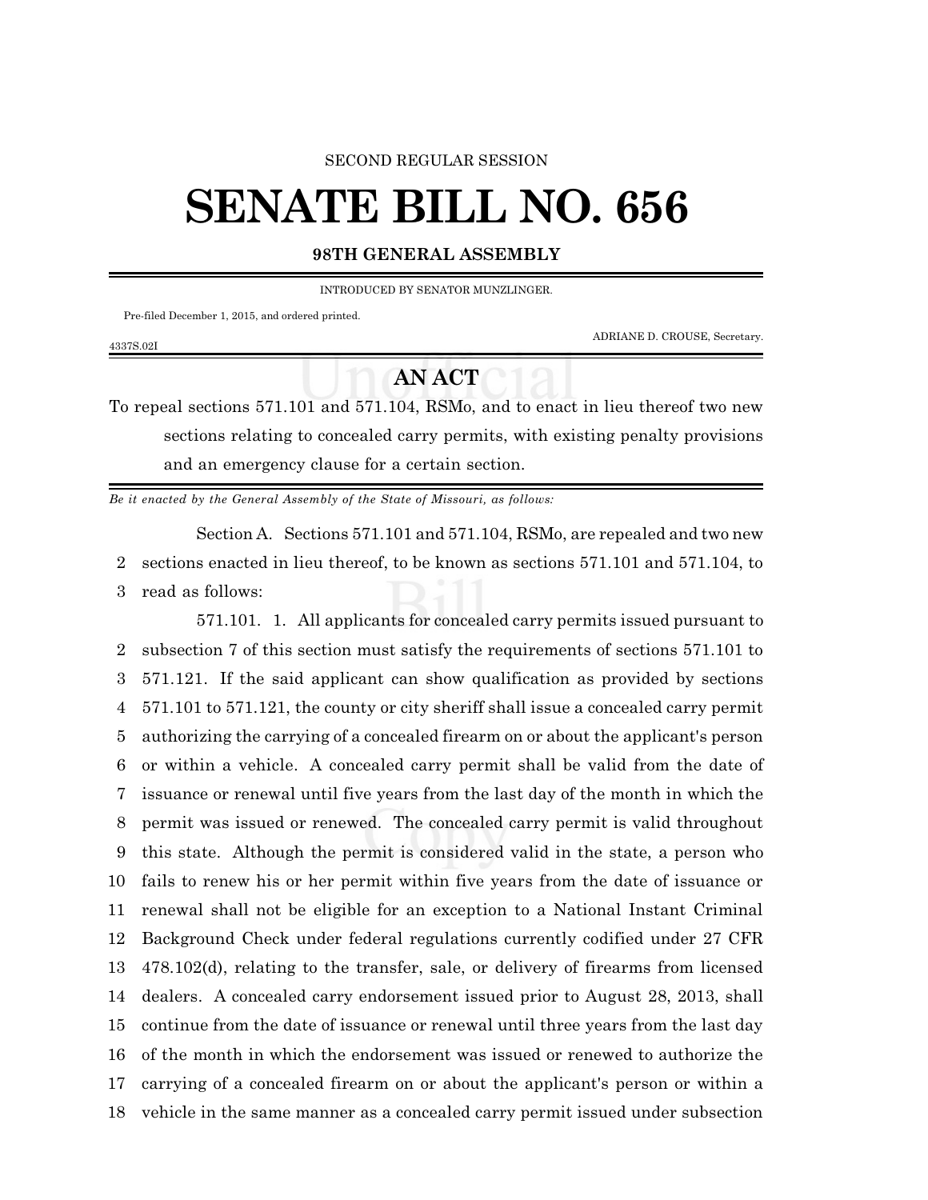SECOND REGULAR SESSION

# SENATE BILL NO. 656

**98TH GENERAL ASSEMBLY**

INTRODUCED BY SENATOR MUNZLINGER.

Pre-filed December 1, 2015, and ordered printed.

ADRIANE D. CROUSE, Secretary.

4337S.02I

## AN ACT

To repeal sections 571.101 and 571.104, RSMo, and to enact in lieu thereof two new sections relating to concealed carry permits, with existing penalty provisions and an emergency clause for a certain section.

*Be it enacted by the General Assembly of the State of Missouri, as follows:*

Section A. Sections 571.101 and 571.104, RSMo, are repealed and two new sections enacted in lieu thereof, to be known as sections 571.101 and 571.104, to read as follows:

571.101. 1. All applicants for concealed carry permits issued pursuant to subsection 7 of this section must satisfy the requirements of sections 571.101 to 571.121. If the said applicant can show qualification as provided by sections 571.101 to 571.121, the county or city sheriff shall issue a concealed carry permit authorizing the carrying of a concealed firearm on or about the applicant's person or within a vehicle. A concealed carry permit shall be valid from the date of issuance or renewal until five years from the last day of the month in which the permit was issued or renewed. The concealed carry permit is valid throughout this state. Although the permit is considered valid in the state, a person who fails to renew his or her permit within five years from the date of issuance or renewal shall not be eligible for an exception to a National Instant Criminal Background Check under federal regulations currently codified under 27 CFR 478.102(d), relating to the transfer, sale, or delivery of firearms from licensed dealers. A concealed carry endorsement issued prior to August 28, 2013, shall continue from the date of issuance or renewal until three years from the last day of the month in which the endorsement was issued or renewed to authorize the carrying of a concealed firearm on or about the applicant's person or within a vehicle in the same manner as a concealed carry permit issued under subsection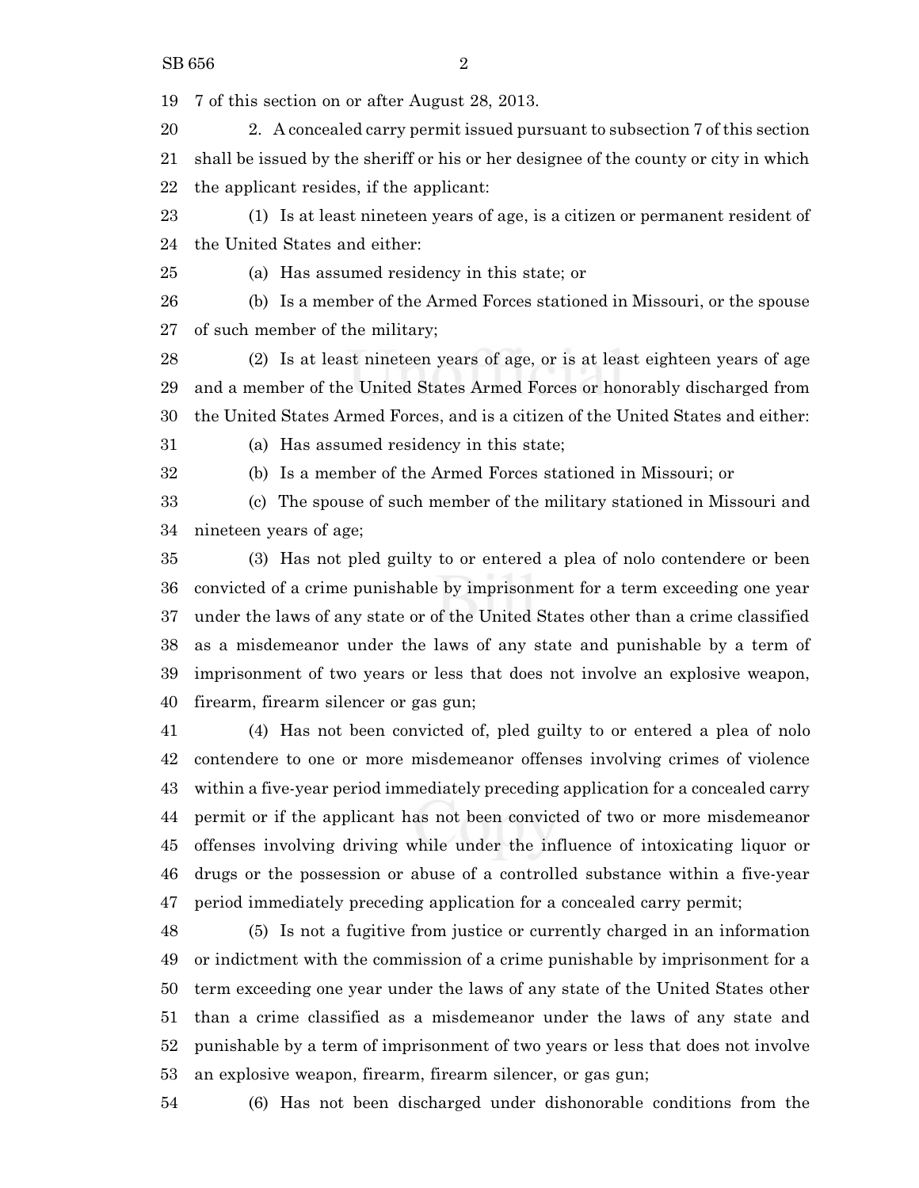7 of this section on or after August 28, 2013.

2. A concealed carry permit issued pursuant to subsection 7 of this section shall be issued by the sheriff or his or her designee of the county or city in which the applicant resides, if the applicant:

(1) Is at least nineteen years of age, is a citizen or permanent resident of the United States and either:

(a) Has assumed residency in this state; or

(b) Is a member of the Armed Forces stationed in Missouri, or the spouse of such member of the military;

(2) Is at least nineteen years of age, or is at least eighteen years of age and a member of the United States Armed Forces or honorably discharged from the United States Armed Forces, and is a citizen of the United States and either:

(a) Has assumed residency in this state;

(b) Is a member of the Armed Forces stationed in Missouri; or

(c) The spouse of such member of the military stationed in Missouri and nineteen years of age;

(3) Has not pled guilty to or entered a plea of nolo contendere or been convicted of a crime punishable by imprisonment for a term exceeding one year under the laws of any state or of the United States other than a crime classified as a misdemeanor under the laws of any state and punishable by a term of imprisonment of two years or less that does not involve an explosive weapon, firearm, firearm silencer or gas gun;

(4) Has not been convicted of, pled guilty to or entered a plea of nolo contendere to one or more misdemeanor offenses involving crimes of violence within a five-year period immediately preceding application for a concealed carry permit or if the applicant has not been convicted of two or more misdemeanor offenses involving driving while under the influence of intoxicating liquor or drugs or the possession or abuse of a controlled substance within a five-year period immediately preceding application for a concealed carry permit;

(5) Is not a fugitive from justice or currently charged in an information or indictment with the commission of a crime punishable by imprisonment for a term exceeding one year under the laws of any state of the United States other than a crime classified as a misdemeanor under the laws of any state and punishable by a term of imprisonment of two years or less that does not involve an explosive weapon, firearm, firearm silencer, or gas gun;

(6) Has not been discharged under dishonorable conditions from the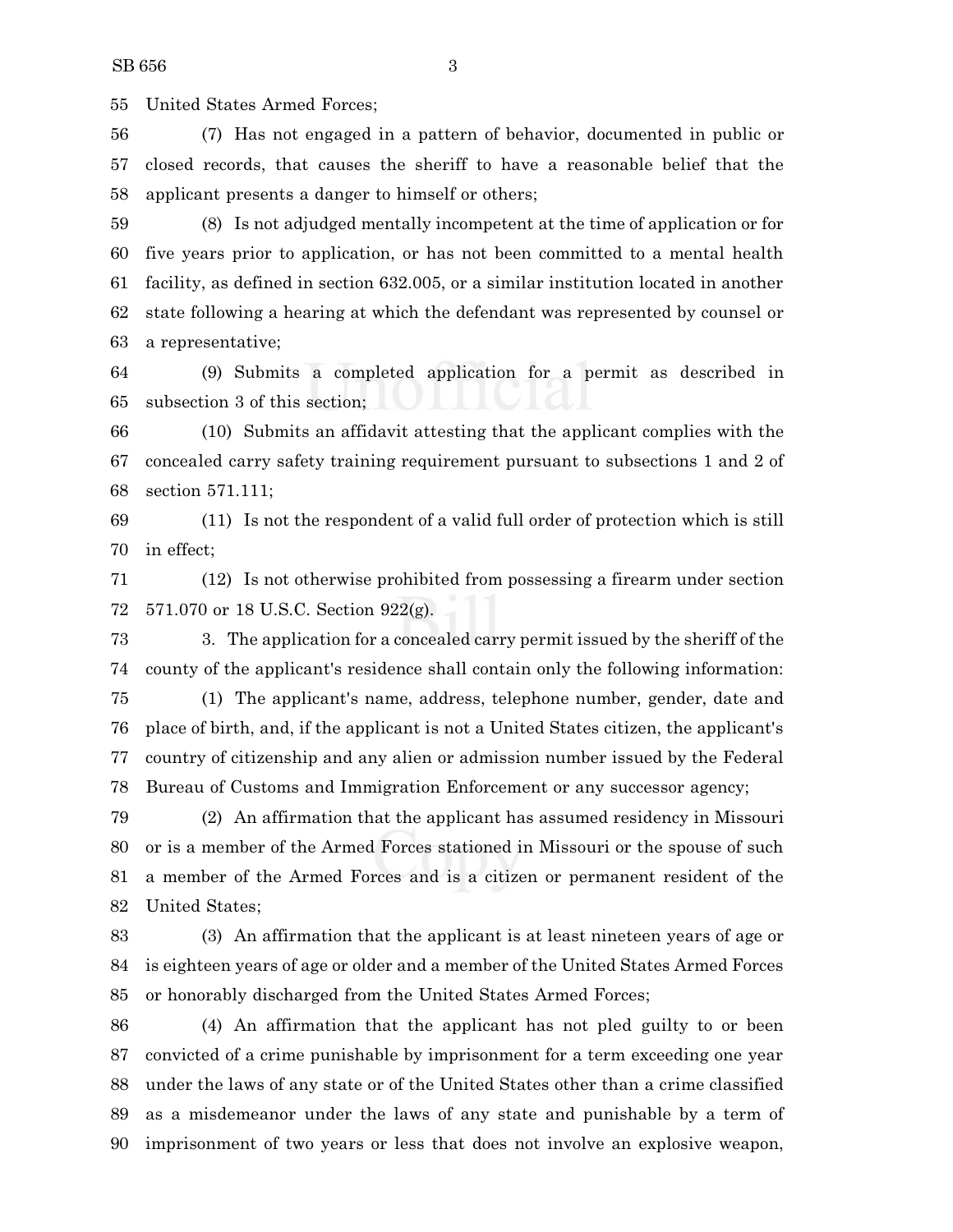United States Armed Forces;

(7) Has not engaged in a pattern of behavior, documented in public or closed records, that causes the sheriff to have a reasonable belief that the applicant presents a danger to himself or others;

(8) Is not adjudged mentally incompetent at the time of application or for five years prior to application, or has not been committed to a mental health facility, as defined in section 632.005, or a similar institution located in another state following a hearing at which the defendant was represented by counsel or a representative;

(9) Submits a completed application for a permit as described in subsection 3 of this section;

(10) Submits an affidavit attesting that the applicant complies with the concealed carry safety training requirement pursuant to subsections 1 and 2 of section 571.111;

(11) Is not the respondent of a valid full order of protection which is still in effect;

(12) Is not otherwise prohibited from possessing a firearm under section 571.070 or 18 U.S.C. Section 922(g).

3. The application for a concealed carry permit issued by the sheriff of the county of the applicant's residence shall contain only the following information:

(1) The applicant's name, address, telephone number, gender, date and place of birth, and, if the applicant is not a United States citizen, the applicant's country of citizenship and any alien or admission number issued by the Federal Bureau of Customs and Immigration Enforcement or any successor agency;

(2) An affirmation that the applicant has assumed residency in Missouri or is a member of the Armed Forces stationed in Missouri or the spouse of such a member of the Armed Forces and is a citizen or permanent resident of the United States;

(3) An affirmation that the applicant is at least nineteen years of age or is eighteen years of age or older and a member of the United States Armed Forces or honorably discharged from the United States Armed Forces;

(4) An affirmation that the applicant has not pled guilty to or been convicted of a crime punishable by imprisonment for a term exceeding one year under the laws of any state or of the United States other than a crime classified as a misdemeanor under the laws of any state and punishable by a term of imprisonment of two years or less that does not involve an explosive weapon,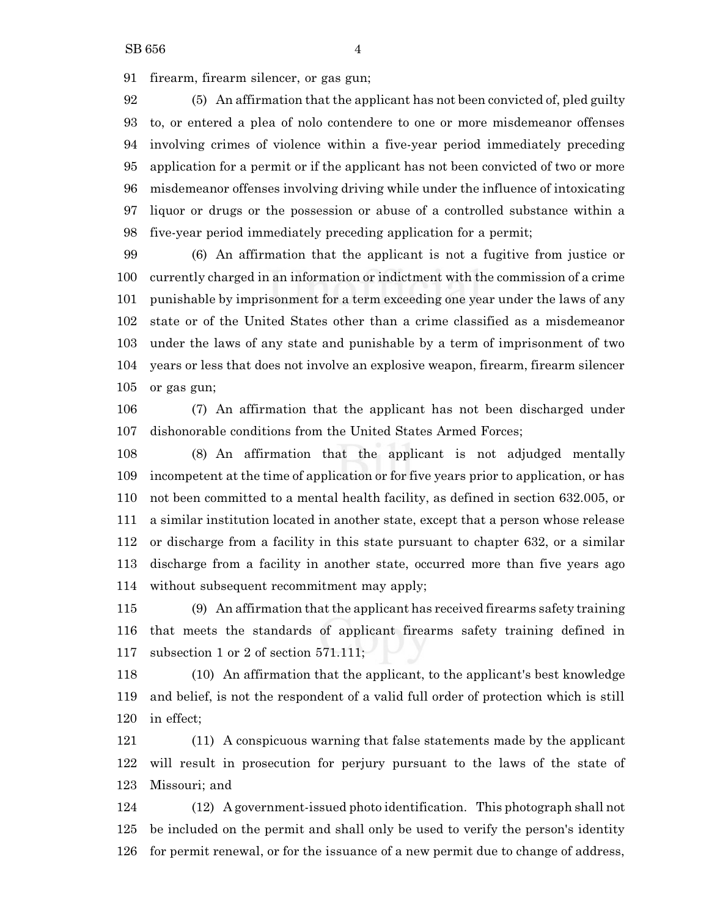firearm, firearm silencer, or gas gun;

(5) An affirmation that the applicant has not been convicted of, pled guilty to, or entered a plea of nolo contendere to one or more misdemeanor offenses involving crimes of violence within a five-year period immediately preceding application for a permit or if the applicant has not been convicted of two or more misdemeanor offenses involving driving while under the influence of intoxicating liquor or drugs or the possession or abuse of a controlled substance within a five-year period immediately preceding application for a permit;

(6) An affirmation that the applicant is not a fugitive from justice or currently charged in an information or indictment with the commission of a crime punishable by imprisonment for a term exceeding one year under the laws of any state or of the United States other than a crime classified as a misdemeanor under the laws of any state and punishable by a term of imprisonment of two years or less that does not involve an explosive weapon, firearm, firearm silencer or gas gun;

(7) An affirmation that the applicant has not been discharged under dishonorable conditions from the United States Armed Forces;

(8) An affirmation that the applicant is not adjudged mentally incompetent at the time of application or for five years prior to application, or has not been committed to a mental health facility, as defined in section 632.005, or a similar institution located in another state, except that a person whose release or discharge from a facility in this state pursuant to chapter 632, or a similar discharge from a facility in another state, occurred more than five years ago without subsequent recommitment may apply;

(9) An affirmation that the applicant has received firearms safety training that meets the standards of applicant firearms safety training defined in subsection 1 or 2 of section 571.111;

(10) An affirmation that the applicant, to the applicant's best knowledge and belief, is not the respondent of a valid full order of protection which is still in effect;

(11) A conspicuous warning that false statements made by the applicant will result in prosecution for perjury pursuant to the laws of the state of Missouri; and

(12) A government-issued photo identification. This photograph shall not be included on the permit and shall only be used to verify the person's identity for permit renewal, or for the issuance of a new permit due to change of address,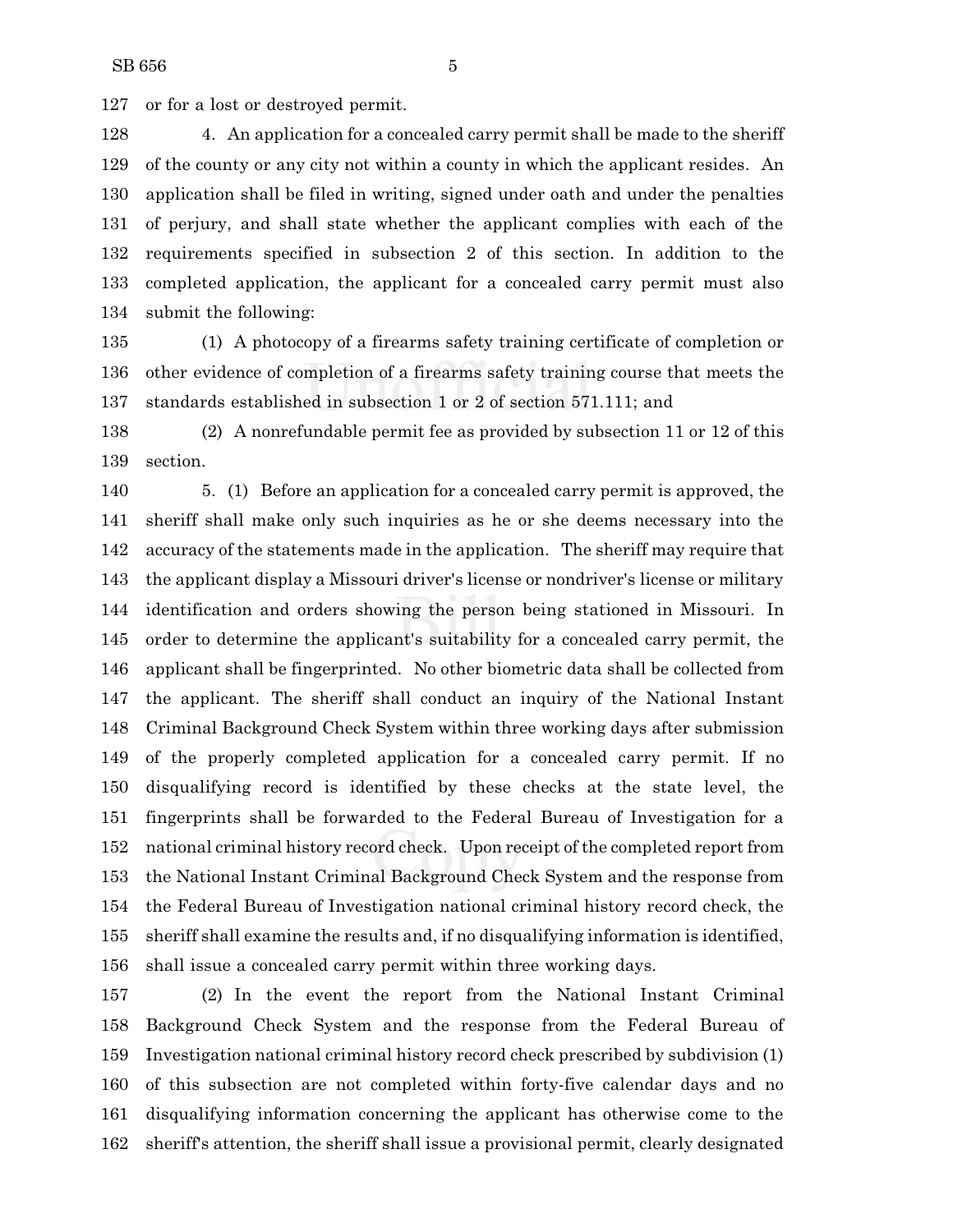or for a lost or destroyed permit.

4. An application for a concealed carry permit shall be made to the sheriff of the county or any city not within a county in which the applicant resides. An application shall be filed in writing, signed under oath and under the penalties of perjury, and shall state whether the applicant complies with each of the requirements specified in subsection 2 of this section. In addition to the completed application, the applicant for a concealed carry permit must also submit the following:

(1) A photocopy of a firearms safety training certificate of completion or other evidence of completion of a firearms safety training course that meets the standards established in subsection 1 or 2 of section 571.111; and

(2) A nonrefundable permit fee as provided by subsection 11 or 12 of this section.

5. (1) Before an application for a concealed carry permit is approved, the sheriff shall make only such inquiries as he or she deems necessary into the accuracy of the statements made in the application. The sheriff may require that the applicant display a Missouri driver's license or nondriver's license or military identification and orders showing the person being stationed in Missouri. In order to determine the applicant's suitability for a concealed carry permit, the applicant shall be fingerprinted. No other biometric data shall be collected from the applicant. The sheriff shall conduct an inquiry of the National Instant Criminal Background Check System within three working days after submission of the properly completed application for a concealed carry permit. If no disqualifying record is identified by these checks at the state level, the fingerprints shall be forwarded to the Federal Bureau of Investigation for a national criminal history record check. Upon receipt of the completed report from the National Instant Criminal Background Check System and the response from the Federal Bureau of Investigation national criminal history record check, the sheriff shall examine the results and, if no disqualifying information is identified, shall issue a concealed carry permit within three working days.

(2) In the event the report from the National Instant Criminal Background Check System and the response from the Federal Bureau of Investigation national criminal history record check prescribed by subdivision (1) of this subsection are not completed within forty-five calendar days and no disqualifying information concerning the applicant has otherwise come to the sheriff's attention, the sheriff shall issue a provisional permit, clearly designated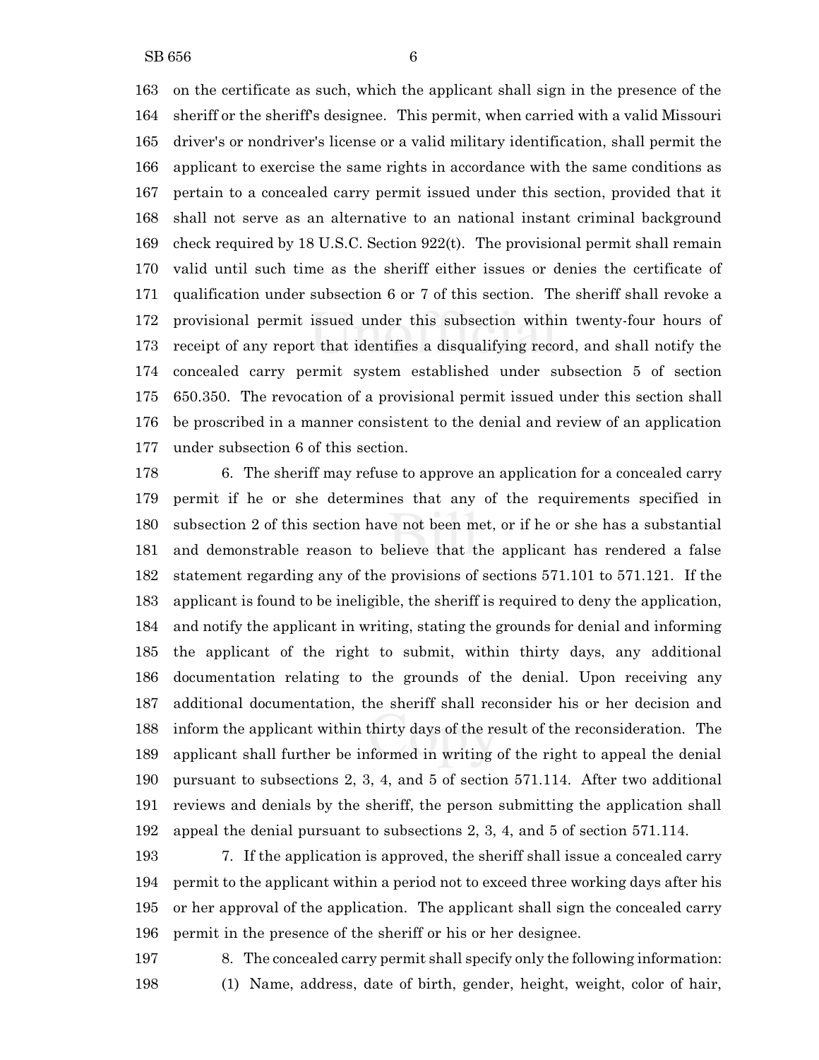on the certificate as such, which the applicant shall sign in the presence of the sheriff or the sheriff's designee. This permit, when carried with a valid Missouri driver's or nondriver's license or a valid military identification, shall permit the applicant to exercise the same rights in accordance with the same conditions as pertain to a concealed carry permit issued under this section, provided that it shall not serve as an alternative to an national instant criminal background check required by 18 U.S.C. Section 922(t). The provisional permit shall remain valid until such time as the sheriff either issues or denies the certificate of qualification under subsection 6 or 7 of this section. The sheriff shall revoke a provisional permit issued under this subsection within twenty-four hours of receipt of any report that identifies a disqualifying record, and shall notify the concealed carry permit system established under subsection 5 of section 650.350. The revocation of a provisional permit issued under this section shall be proscribed in a manner consistent to the denial and review of an application under subsection 6 of this section.

6. The sheriff may refuse to approve an application for a concealed carry permit if he or she determines that any of the requirements specified in subsection 2 of this section have not been met, or if he or she has a substantial and demonstrable reason to believe that the applicant has rendered a false statement regarding any of the provisions of sections 571.101 to 571.121. If the applicant is found to be ineligible, the sheriff is required to deny the application, and notify the applicant in writing, stating the grounds for denial and informing the applicant of the right to submit, within thirty days, any additional documentation relating to the grounds of the denial. Upon receiving any additional documentation, the sheriff shall reconsider his or her decision and inform the applicant within thirty days of the result of the reconsideration. The applicant shall further be informed in writing of the right to appeal the denial pursuant to subsections 2, 3, 4, and 5 of section 571.114. After two additional reviews and denials by the sheriff, the person submitting the application shall appeal the denial pursuant to subsections 2, 3, 4, and 5 of section 571.114.

7. If the application is approved, the sheriff shall issue a concealed carry permit to the applicant within a period not to exceed three working days after his or her approval of the application. The applicant shall sign the concealed carry permit in the presence of the sheriff or his or her designee.

8. The concealed carry permit shall specify only the following information:

(1) Name, address, date of birth, gender, height, weight, color of hair,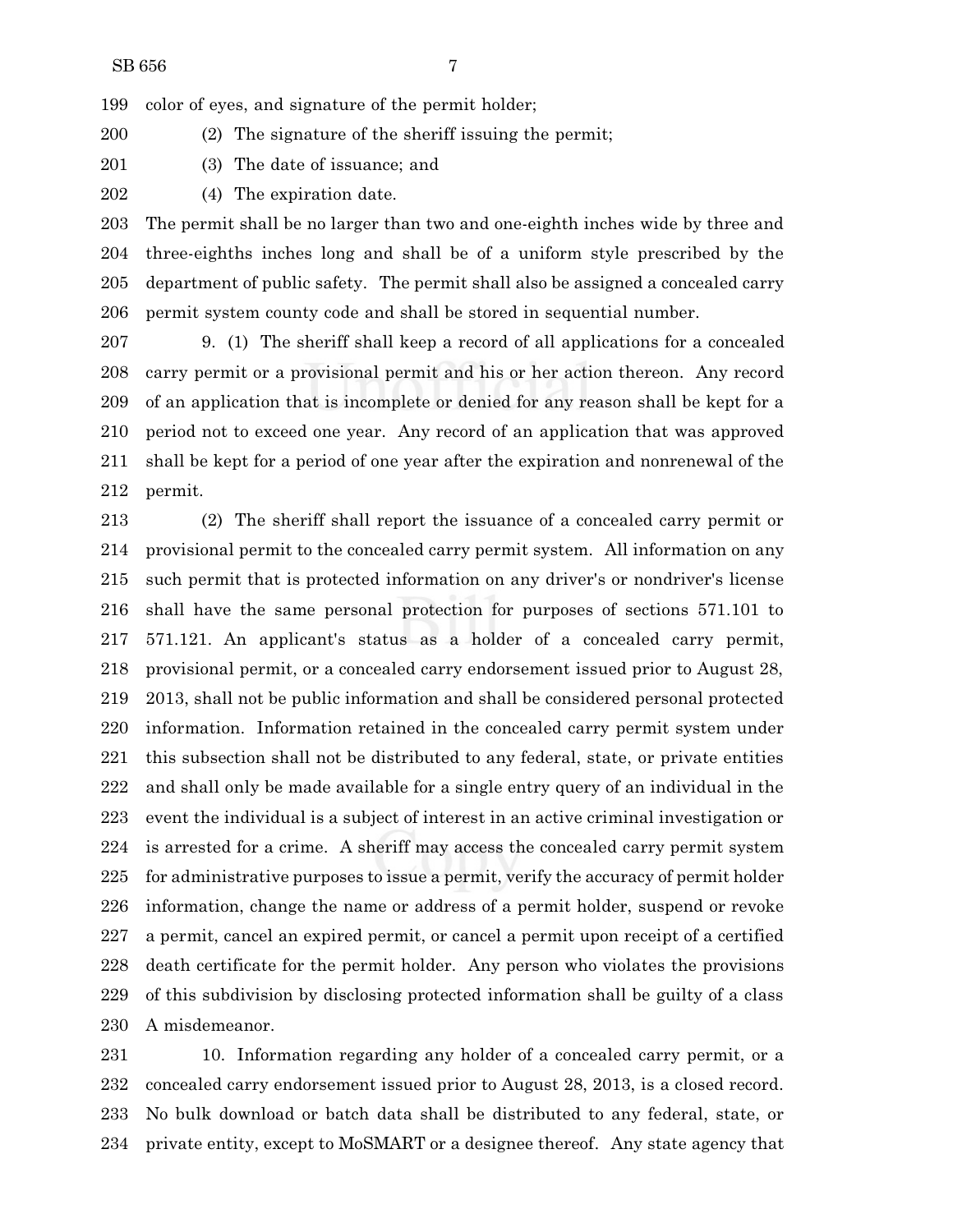color of eyes, and signature of the permit holder;

(2) The signature of the sheriff issuing the permit;

(3) The date of issuance; and

(4) The expiration date.

The permit shall be no larger than two and one-eighth inches wide by three and three-eighths inches long and shall be of a uniform style prescribed by the department of public safety. The permit shall also be assigned a concealed carry permit system county code and shall be stored in sequential number.

9. (1) The sheriff shall keep a record of all applications for a concealed carry permit or a provisional permit and his or her action thereon. Any record of an application that is incomplete or denied for any reason shall be kept for a period not to exceed one year. Any record of an application that was approved shall be kept for a period of one year after the expiration and nonrenewal of the permit.

(2) The sheriff shall report the issuance of a concealed carry permit or provisional permit to the concealed carry permit system. All information on any such permit that is protected information on any driver's or nondriver's license shall have the same personal protection for purposes of sections 571.101 to 571.121. An applicant's status as a holder of a concealed carry permit, provisional permit, or a concealed carry endorsement issued prior to August 28, 2013, shall not be public information and shall be considered personal protected information. Information retained in the concealed carry permit system under this subsection shall not be distributed to any federal, state, or private entities and shall only be made available for a single entry query of an individual in the event the individual is a subject of interest in an active criminal investigation or is arrested for a crime. A sheriff may access the concealed carry permit system for administrative purposes to issue a permit, verify the accuracy of permit holder information, change the name or address of a permit holder, suspend or revoke a permit, cancel an expired permit, or cancel a permit upon receipt of a certified death certificate for the permit holder. Any person who violates the provisions of this subdivision by disclosing protected information shall be guilty of a class A misdemeanor.

10. Information regarding any holder of a concealed carry permit, or a concealed carry endorsement issued prior to August 28, 2013, is a closed record. No bulk download or batch data shall be distributed to any federal, state, or private entity, except to MoSMART or a designee thereof. Any state agency that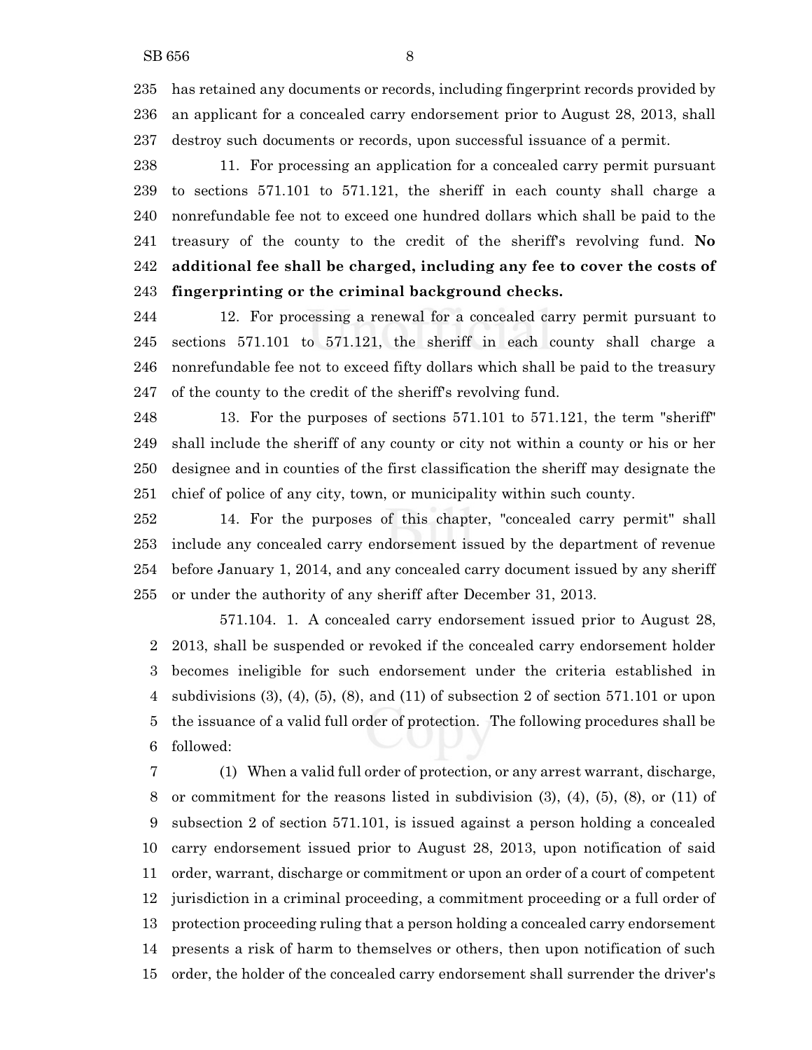has retained any documents or records, including fingerprint records provided by an applicant for a concealed carry endorsement prior to August 28, 2013, shall destroy such documents or records, upon successful issuance of a permit.

11. For processing an application for a concealed carry permit pursuant to sections 571.101 to 571.121, the sheriff in each county shall charge a nonrefundable fee not to exceed one hundred dollars which shall be paid to the treasury of the county to the credit of the sheriff's revolving fund. **No additional fee shall be charged, including any fee to cover the costs of fingerprinting or the criminal background checks.**

12. For processing a renewal for a concealed carry permit pursuant to sections 571.101 to 571.121, the sheriff in each county shall charge a nonrefundable fee not to exceed fifty dollars which shall be paid to the treasury of the county to the credit of the sheriff's revolving fund.

13. For the purposes of sections 571.101 to 571.121, the term "sheriff" shall include the sheriff of any county or city not within a county or his or her designee and in counties of the first classification the sheriff may designate the chief of police of any city, town, or municipality within such county.

14. For the purposes of this chapter, "concealed carry permit" shall include any concealed carry endorsement issued by the department of revenue before January 1, 2014, and any concealed carry document issued by any sheriff or under the authority of any sheriff after December 31, 2013.

571.104. 1. A concealed carry endorsement issued prior to August 28, 2013, shall be suspended or revoked if the concealed carry endorsement holder becomes ineligible for such endorsement under the criteria established in subdivisions (3), (4), (5), (8), and (11) of subsection 2 of section 571.101 or upon the issuance of a valid full order of protection. The following procedures shall be followed:

(1) When a valid full order of protection, or any arrest warrant, discharge, or commitment for the reasons listed in subdivision (3), (4), (5), (8), or (11) of subsection 2 of section 571.101, is issued against a person holding a concealed carry endorsement issued prior to August 28, 2013, upon notification of said order, warrant, discharge or commitment or upon an order of a court of competent jurisdiction in a criminal proceeding, a commitment proceeding or a full order of protection proceeding ruling that a person holding a concealed carry endorsement presents a risk of harm to themselves or others, then upon notification of such order, the holder of the concealed carry endorsement shall surrender the driver's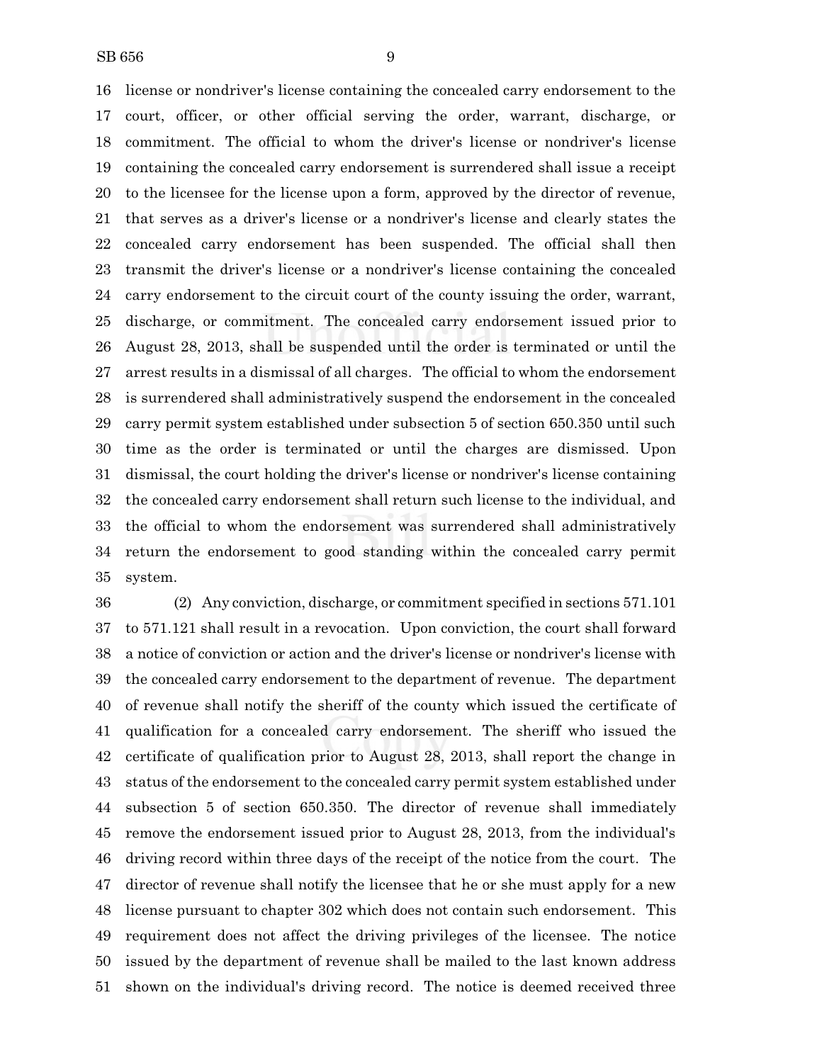license or nondriver's license containing the concealed carry endorsement to the court, officer, or other official serving the order, warrant, discharge, or commitment. The official to whom the driver's license or nondriver's license containing the concealed carry endorsement is surrendered shall issue a receipt to the licensee for the license upon a form, approved by the director of revenue, that serves as a driver's license or a nondriver's license and clearly states the concealed carry endorsement has been suspended. The official shall then transmit the driver's license or a nondriver's license containing the concealed carry endorsement to the circuit court of the county issuing the order, warrant, discharge, or commitment. The concealed carry endorsement issued prior to August 28, 2013, shall be suspended until the order is terminated or until the arrest results in a dismissal of all charges. The official to whom the endorsement is surrendered shall administratively suspend the endorsement in the concealed carry permit system established under subsection 5 of section 650.350 until such time as the order is terminated or until the charges are dismissed. Upon dismissal, the court holding the driver's license or nondriver's license containing the concealed carry endorsement shall return such license to the individual, and the official to whom the endorsement was surrendered shall administratively return the endorsement to good standing within the concealed carry permit system.

(2) Any conviction, discharge, or commitment specified in sections 571.101 to 571.121 shall result in a revocation. Upon conviction, the court shall forward a notice of conviction or action and the driver's license or nondriver's license with the concealed carry endorsement to the department of revenue. The department of revenue shall notify the sheriff of the county which issued the certificate of qualification for a concealed carry endorsement. The sheriff who issued the certificate of qualification prior to August 28, 2013, shall report the change in status of the endorsement to the concealed carry permit system established under subsection 5 of section 650.350. The director of revenue shall immediately remove the endorsement issued prior to August 28, 2013, from the individual's driving record within three days of the receipt of the notice from the court. The director of revenue shall notify the licensee that he or she must apply for a new license pursuant to chapter 302 which does not contain such endorsement. This requirement does not affect the driving privileges of the licensee. The notice issued by the department of revenue shall be mailed to the last known address shown on the individual's driving record. The notice is deemed received three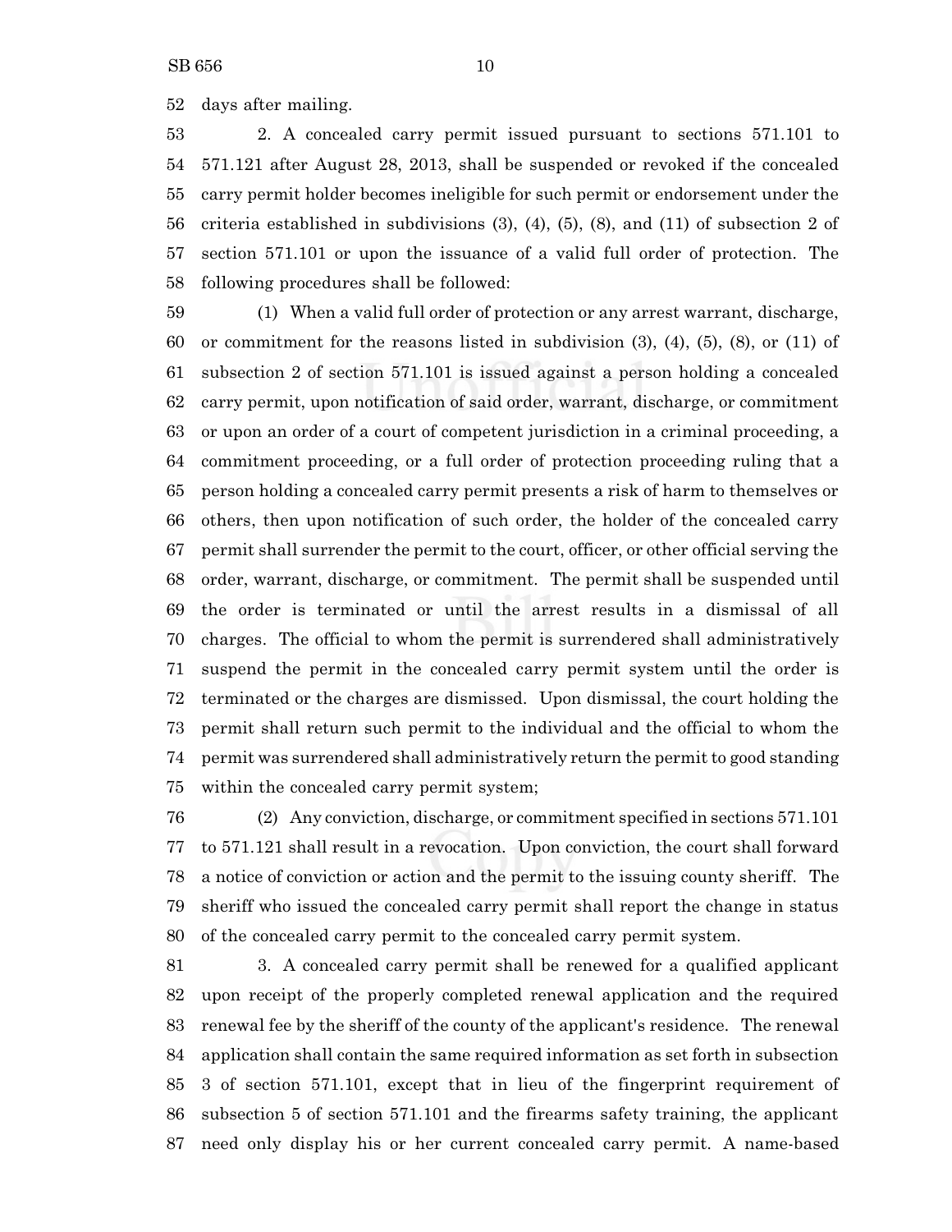days after mailing.

2. A concealed carry permit issued pursuant to sections 571.101 to 571.121 after August 28, 2013, shall be suspended or revoked if the concealed carry permit holder becomes ineligible for such permit or endorsement under the criteria established in subdivisions (3), (4), (5), (8), and (11) of subsection 2 of section 571.101 or upon the issuance of a valid full order of protection. The following procedures shall be followed:

(1) When a valid full order of protection or any arrest warrant, discharge, or commitment for the reasons listed in subdivision (3), (4), (5), (8), or (11) of subsection 2 of section 571.101 is issued against a person holding a concealed carry permit, upon notification of said order, warrant, discharge, or commitment or upon an order of a court of competent jurisdiction in a criminal proceeding, a commitment proceeding, or a full order of protection proceeding ruling that a person holding a concealed carry permit presents a risk of harm to themselves or others, then upon notification of such order, the holder of the concealed carry permit shall surrender the permit to the court, officer, or other official serving the order, warrant, discharge, or commitment. The permit shall be suspended until the order is terminated or until the arrest results in a dismissal of all charges. The official to whom the permit is surrendered shall administratively suspend the permit in the concealed carry permit system until the order is terminated or the charges are dismissed. Upon dismissal, the court holding the permit shall return such permit to the individual and the official to whom the permit was surrendered shall administratively return the permit to good standing within the concealed carry permit system;

(2) Any conviction, discharge, or commitment specified in sections 571.101 to 571.121 shall result in a revocation. Upon conviction, the court shall forward a notice of conviction or action and the permit to the issuing county sheriff. The sheriff who issued the concealed carry permit shall report the change in status of the concealed carry permit to the concealed carry permit system.

3. A concealed carry permit shall be renewed for a qualified applicant upon receipt of the properly completed renewal application and the required renewal fee by the sheriff of the county of the applicant's residence. The renewal application shall contain the same required information as set forth in subsection 3 of section 571.101, except that in lieu of the fingerprint requirement of subsection 5 of section 571.101 and the firearms safety training, the applicant need only display his or her current concealed carry permit. A name-based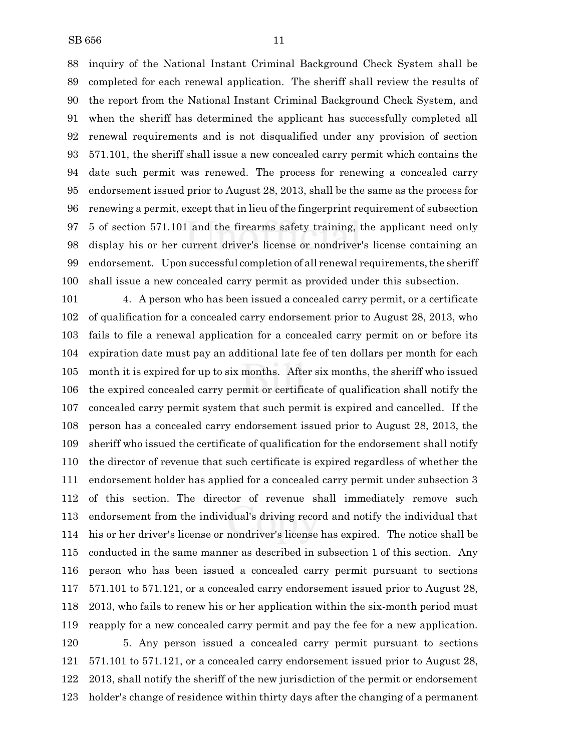inquiry of the National Instant Criminal Background Check System shall be completed for each renewal application. The sheriff shall review the results of the report from the National Instant Criminal Background Check System, and when the sheriff has determined the applicant has successfully completed all renewal requirements and is not disqualified under any provision of section 571.101, the sheriff shall issue a new concealed carry permit which contains the date such permit was renewed. The process for renewing a concealed carry endorsement issued prior to August 28, 2013, shall be the same as the process for renewing a permit, except that in lieu of the fingerprint requirement of subsection 5 of section 571.101 and the firearms safety training, the applicant need only display his or her current driver's license or nondriver's license containing an endorsement. Upon successful completion of all renewal requirements, the sheriff shall issue a new concealed carry permit as provided under this subsection.

4. A person who has been issued a concealed carry permit, or a certificate of qualification for a concealed carry endorsement prior to August 28, 2013, who fails to file a renewal application for a concealed carry permit on or before its expiration date must pay an additional late fee of ten dollars per month for each month it is expired for up to six months. After six months, the sheriff who issued the expired concealed carry permit or certificate of qualification shall notify the concealed carry permit system that such permit is expired and cancelled. If the person has a concealed carry endorsement issued prior to August 28, 2013, the sheriff who issued the certificate of qualification for the endorsement shall notify the director of revenue that such certificate is expired regardless of whether the endorsement holder has applied for a concealed carry permit under subsection 3 of this section. The director of revenue shall immediately remove such endorsement from the individual's driving record and notify the individual that his or her driver's license or nondriver's license has expired. The notice shall be conducted in the same manner as described in subsection 1 of this section. Any person who has been issued a concealed carry permit pursuant to sections 571.101 to 571.121, or a concealed carry endorsement issued prior to August 28, 2013, who fails to renew his or her application within the six-month period must reapply for a new concealed carry permit and pay the fee for a new application.

5. Any person issued a concealed carry permit pursuant to sections 571.101 to 571.121, or a concealed carry endorsement issued prior to August 28, 2013, shall notify the sheriff of the new jurisdiction of the permit or endorsement holder's change of residence within thirty days after the changing of a permanent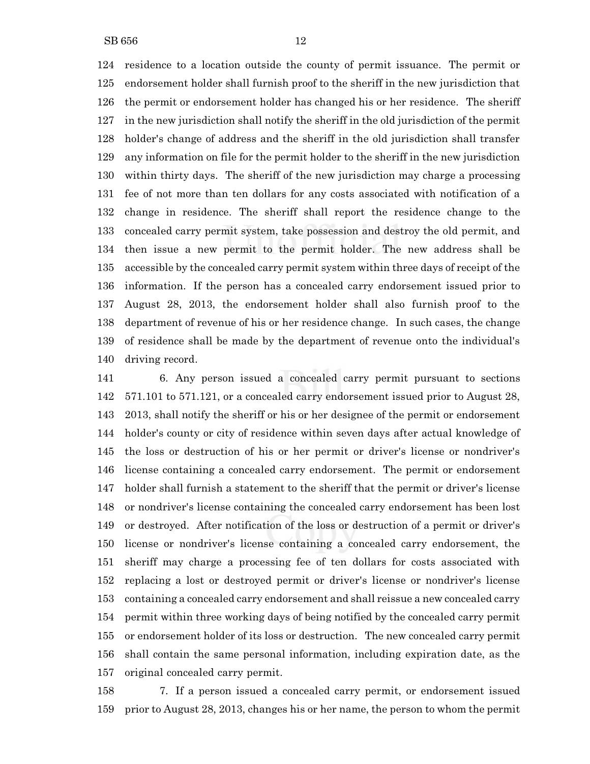residence to a location outside the county of permit issuance. The permit or endorsement holder shall furnish proof to the sheriff in the new jurisdiction that the permit or endorsement holder has changed his or her residence. The sheriff in the new jurisdiction shall notify the sheriff in the old jurisdiction of the permit holder's change of address and the sheriff in the old jurisdiction shall transfer any information on file for the permit holder to the sheriff in the new jurisdiction within thirty days. The sheriff of the new jurisdiction may charge a processing fee of not more than ten dollars for any costs associated with notification of a change in residence. The sheriff shall report the residence change to the concealed carry permit system, take possession and destroy the old permit, and then issue a new permit to the permit holder. The new address shall be accessible by the concealed carry permit system within three days of receipt of the information. If the person has a concealed carry endorsement issued prior to August 28, 2013, the endorsement holder shall also furnish proof to the department of revenue of his or her residence change. In such cases, the change of residence shall be made by the department of revenue onto the individual's driving record.

6. Any person issued a concealed carry permit pursuant to sections 571.101 to 571.121, or a concealed carry endorsement issued prior to August 28, 2013, shall notify the sheriff or his or her designee of the permit or endorsement holder's county or city of residence within seven days after actual knowledge of the loss or destruction of his or her permit or driver's license or nondriver's license containing a concealed carry endorsement. The permit or endorsement holder shall furnish a statement to the sheriff that the permit or driver's license or nondriver's license containing the concealed carry endorsement has been lost or destroyed. After notification of the loss or destruction of a permit or driver's license or nondriver's license containing a concealed carry endorsement, the sheriff may charge a processing fee of ten dollars for costs associated with replacing a lost or destroyed permit or driver's license or nondriver's license containing a concealed carry endorsement and shall reissue a new concealed carry permit within three working days of being notified by the concealed carry permit or endorsement holder of its loss or destruction. The new concealed carry permit shall contain the same personal information, including expiration date, as the original concealed carry permit.

7. If a person issued a concealed carry permit, or endorsement issued prior to August 28, 2013, changes his or her name, the person to whom the permit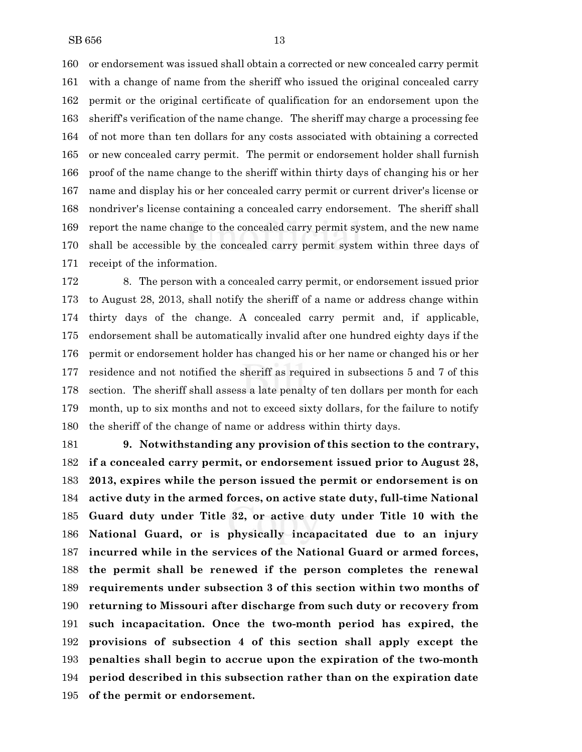or endorsement was issued shall obtain a corrected or new concealed carry permit with a change of name from the sheriff who issued the original concealed carry permit or the original certificate of qualification for an endorsement upon the sheriff's verification of the name change. The sheriff may charge a processing fee of not more than ten dollars for any costs associated with obtaining a corrected or new concealed carry permit. The permit or endorsement holder shall furnish proof of the name change to the sheriff within thirty days of changing his or her name and display his or her concealed carry permit or current driver's license or nondriver's license containing a concealed carry endorsement. The sheriff shall report the name change to the concealed carry permit system, and the new name shall be accessible by the concealed carry permit system within three days of receipt of the information.

8. The person with a concealed carry permit, or endorsement issued prior to August 28, 2013, shall notify the sheriff of a name or address change within thirty days of the change. A concealed carry permit and, if applicable, endorsement shall be automatically invalid after one hundred eighty days if the permit or endorsement holder has changed his or her name or changed his or her residence and not notified the sheriff as required in subsections 5 and 7 of this section. The sheriff shall assess a late penalty of ten dollars per month for each month, up to six months and not to exceed sixty dollars, for the failure to notify the sheriff of the change of name or address within thirty days.

**9. Notwithstanding any provision of this section to the contrary, if a concealed carry permit, or endorsement issued prior to August 28, 2013, expires while the person issued the permit or endorsement is on active duty in the armed forces, on active state duty, full-time National Guard duty under Title 32, or active duty under Title 10 with the National Guard, or is physically incapacitated due to an injury incurred while in the services of the National Guard or armed forces, the permit shall be renewed if the person completes the renewal requirements under subsection 3 of this section within two months of returning to Missouri after discharge from such duty or recovery from such incapacitation. Once the two-month period has expired, the provisions of subsection 4 of this section shall apply except the penalties shall begin to accrue upon the expiration of the two-month period described in this subsection rather than on the expiration date of the permit or endorsement.**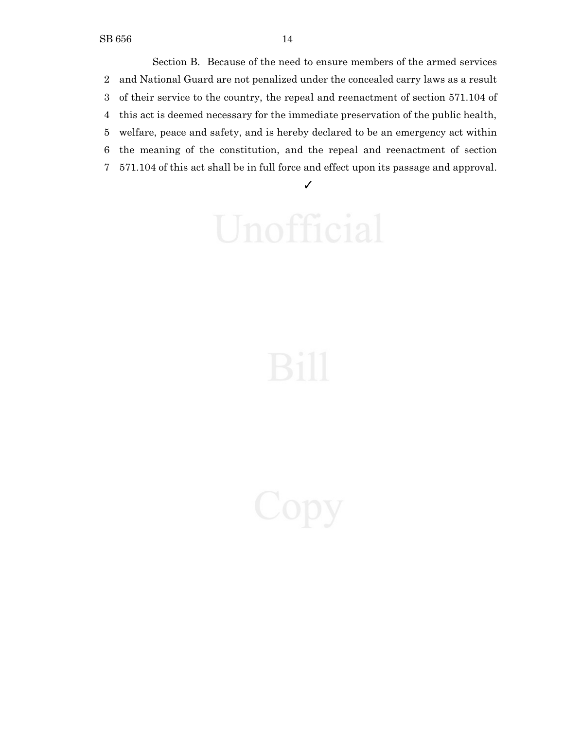Section B. Because of the need to ensure members of the armed services and National Guard are not penalized under the concealed carry laws as a result of their service to the country, the repeal and reenactment of section 571.104 of this act is deemed necessary for the immediate preservation of the public health, welfare, peace and safety, and is hereby declared to be an emergency act within the meaning of the constitution, and the repeal and reenactment of section 571.104 of this act shall be in full force and effect upon its passage and approval.

✓